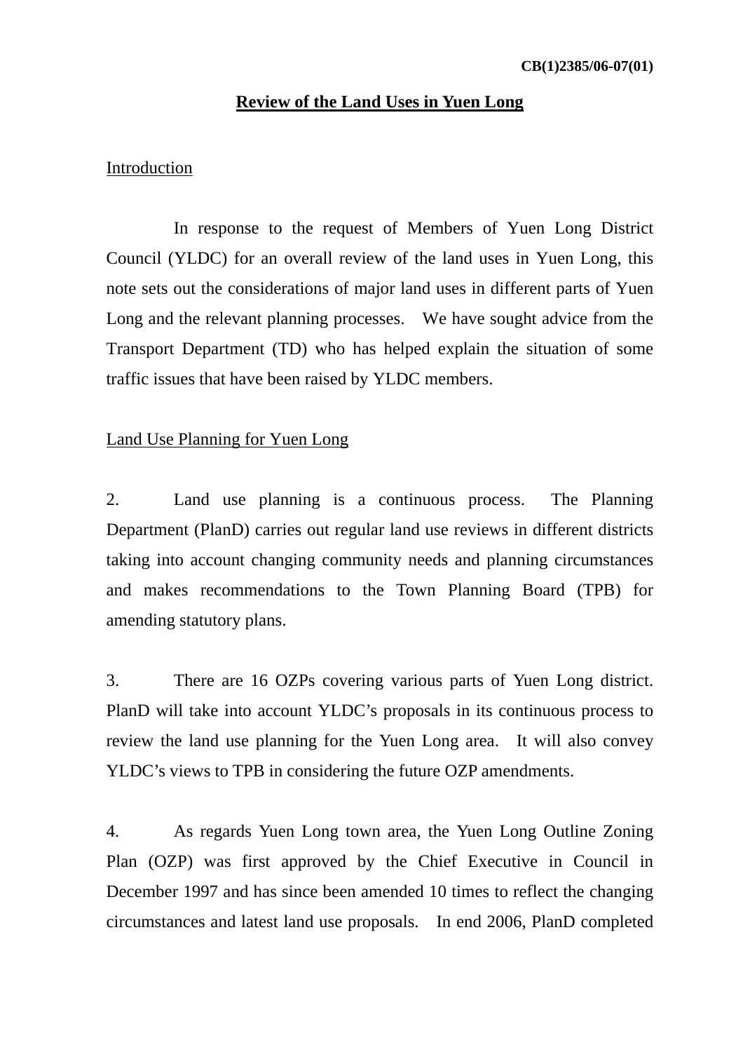CB(1)2385/06-07(01)

# Review of the Land Uses in Yuen Long

## Introduction

In response to the request of Members of Yuen Long District Council (YLDC) for an overall review of the land uses in Yuen Long, this note sets out the considerations of major land uses in different parts of Yuen Long and the relevant planning processes. We have sought advice from the Transport Department (TD) who has helped explain the situation of some traffic issues that have been raised by YLDC members.

## Land Use Planning for Yuen Long

2. Land use planning is a continuous process. The Planning Department (PlanD) carries out regular land use reviews in different districts taking into account changing community needs and planning circumstances and makes recommendations to the Town Planning Board (TPB) for amending statutory plans.

3. There are 16 OZPs covering various parts of Yuen Long district. PlanD will take into account YLDC's proposals in its continuous process to review the land use planning for the Yuen Long area. It will also convey YLDC's views to TPB in considering the future OZP amendments.

4. As regards Yuen Long town area, the Yuen Long Outline Zoning Plan (OZP) was first approved by the Chief Executive in Council in December 1997 and has since been amended 10 times to reflect the changing circumstances and latest land use proposals. In end 2006, PlanD completed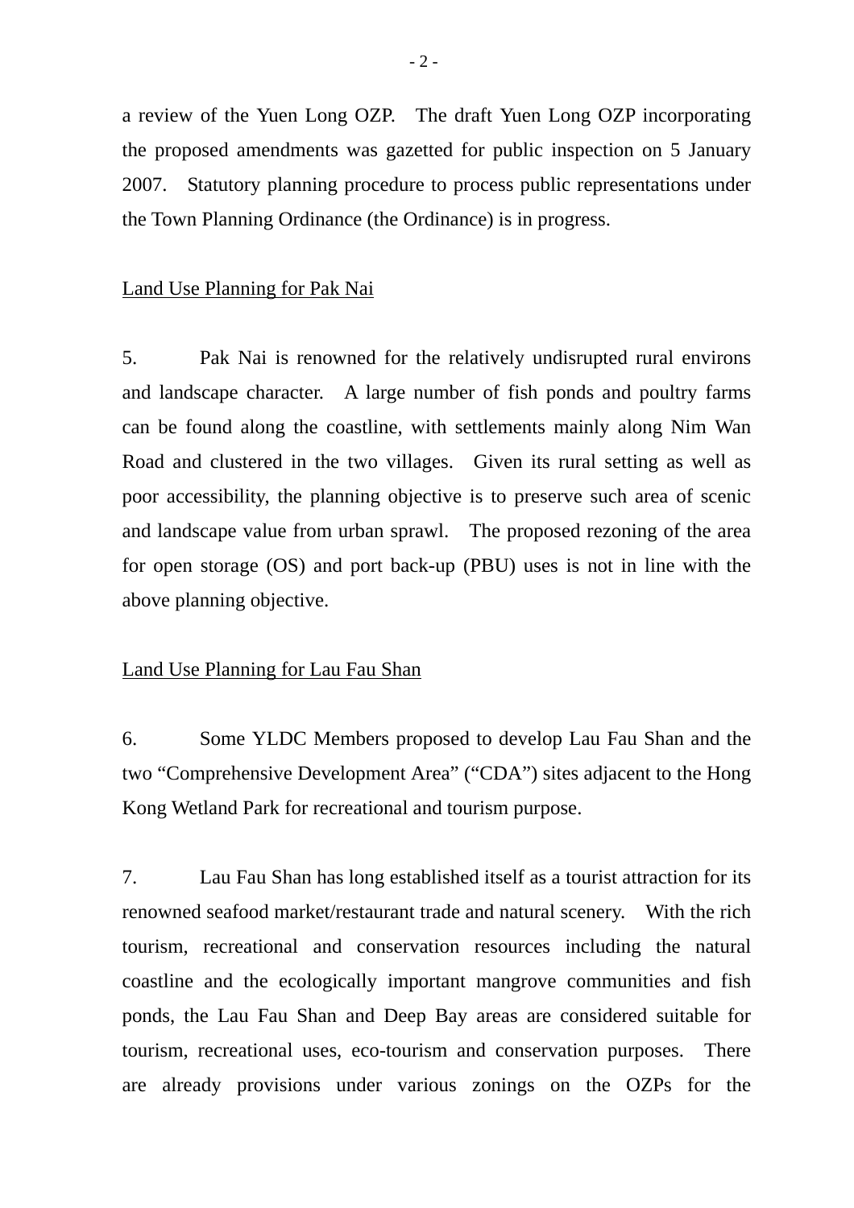a review of the Yuen Long OZP. The draft Yuen Long OZP incorporating the proposed amendments was gazetted for public inspection on 5 January 2007. Statutory planning procedure to process public representations under the Town Planning Ordinance (the Ordinance) is in progress.

<u>Land Use Planning for Pak Nai</u>

5. Pak Nai is renowned for the relatively undisrupted rural environs and landscape character. A large number of fish ponds and poultry farms can be found along the coastline, with settlements mainly along Nim Wan Road and clustered in the two villages. Given its rural setting as well as poor accessibility, the planning objective is to preserve such area of scenic and landscape value from urban sprawl. The proposed rezoning of the area for open storage (OS) and port back-up (PBU) uses is not in line with the above planning objective.

<u>Land Use Planning for Lau Fau Shan</u>

6. Some YLDC Members proposed to develop Lau Fau Shan and the two "Comprehensive Development Area" ("CDA") sites adjacent to the Hong Kong Wetland Park for recreational and tourism purpose.

7. Lau Fau Shan has long established itself as a tourist attraction for its renowned seafood market/restaurant trade and natural scenery. With the rich tourism, recreational and conservation resources including the natural coastline and the ecologically important mangrove communities and fish ponds, the Lau Fau Shan and Deep Bay areas are considered suitable for tourism, recreational uses, eco-tourism and conservation purposes. There are already provisions under various zonings on the OZPs for the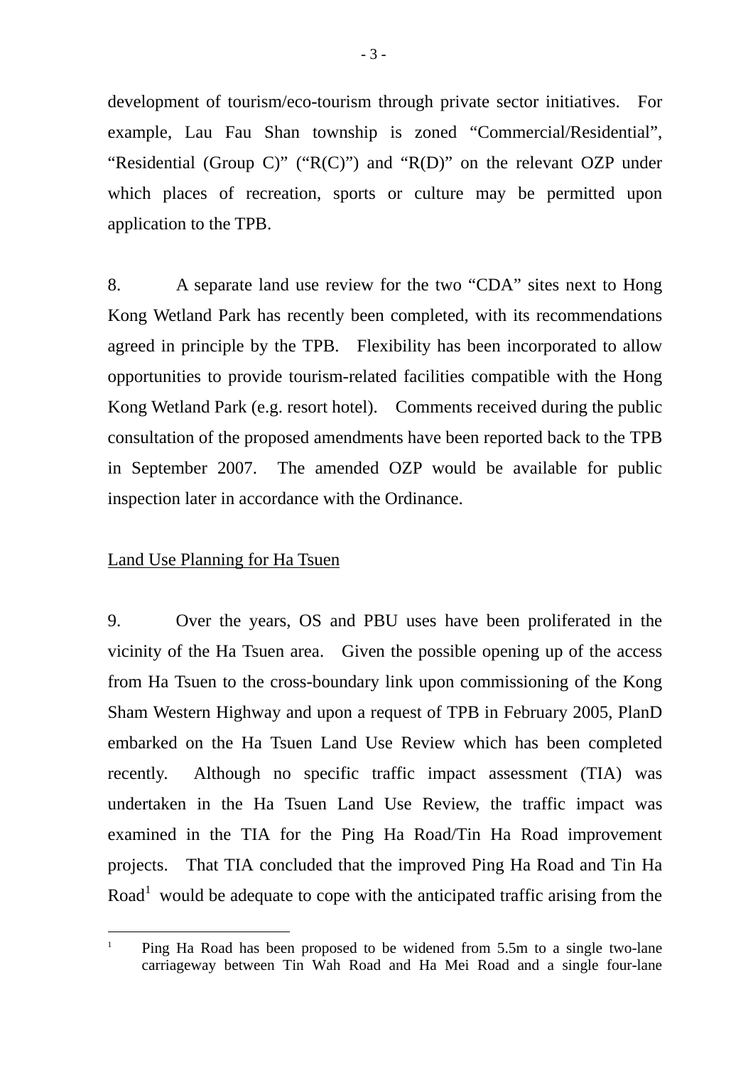development of tourism/eco-tourism through private sector initiatives. For example, Lau Fau Shan township is zoned "Commercial/Residential", "Residential (Group C)" ("R(C)") and "R(D)" on the relevant OZP under which places of recreation, sports or culture may be permitted upon application to the TPB.

8. A separate land use review for the two "CDA" sites next to Hong Kong Wetland Park has recently been completed, with its recommendations agreed in principle by the TPB. Flexibility has been incorporated to allow opportunities to provide tourism-related facilities compatible with the Hong Kong Wetland Park (e.g. resort hotel). Comments received during the public consultation of the proposed amendments have been reported back to the TPB in September 2007. The amended OZP would be available for public inspection later in accordance with the Ordinance.

<u>Land Use Planning for Ha Tsuen</u>

9. Over the years, OS and PBU uses have been proliferated in the vicinity of the Ha Tsuen area. Given the possible opening up of the access from Ha Tsuen to the cross-boundary link upon commissioning of the Kong Sham Western Highway and upon a request of TPB in February 2005, PlanD embarked on the Ha Tsuen Land Use Review which has been completed recently. Although no specific traffic impact assessment (TIA) was undertaken in the Ha Tsuen Land Use Review, the traffic impact was examined in the TIA for the Ping Ha Road/Tin Ha Road improvement projects. That TIA concluded that the improved Ping Ha Road and Tin Ha Road[1] would be adequate to cope with the anticipated traffic arising from the

---

[1] Ping Ha Road has been proposed to be widened from 5.5m to a single two-lane carriageway between Tin Wah Road and Ha Mei Road and a single four-lane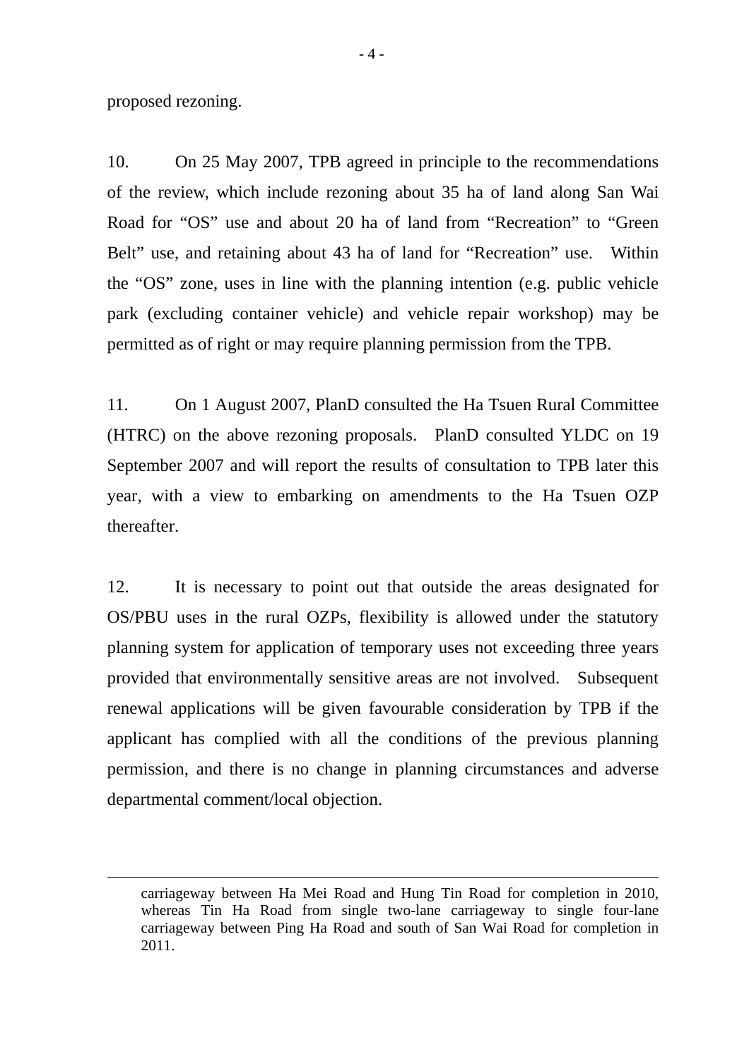proposed rezoning.

10. On 25 May 2007, TPB agreed in principle to the recommendations of the review, which include rezoning about 35 ha of land along San Wai Road for "OS" use and about 20 ha of land from "Recreation" to "Green Belt" use, and retaining about 43 ha of land for "Recreation" use. Within the "OS" zone, uses in line with the planning intention (e.g. public vehicle park (excluding container vehicle) and vehicle repair workshop) may be permitted as of right or may require planning permission from the TPB.

11. On 1 August 2007, PlanD consulted the Ha Tsuen Rural Committee (HTRC) on the above rezoning proposals. PlanD consulted YLDC on 19 September 2007 and will report the results of consultation to TPB later this year, with a view to embarking on amendments to the Ha Tsuen OZP thereafter.

12. It is necessary to point out that outside the areas designated for OS/PBU uses in the rural OZPs, flexibility is allowed under the statutory planning system for application of temporary uses not exceeding three years provided that environmentally sensitive areas are not involved. Subsequent renewal applications will be given favourable consideration by TPB if the applicant has complied with all the conditions of the previous planning permission, and there is no change in planning circumstances and adverse departmental comment/local objection.

---

carriageway between Ha Mei Road and Hung Tin Road for completion in 2010, whereas Tin Ha Road from single two-lane carriageway to single four-lane carriageway between Ping Ha Road and south of San Wai Road for completion in 2011.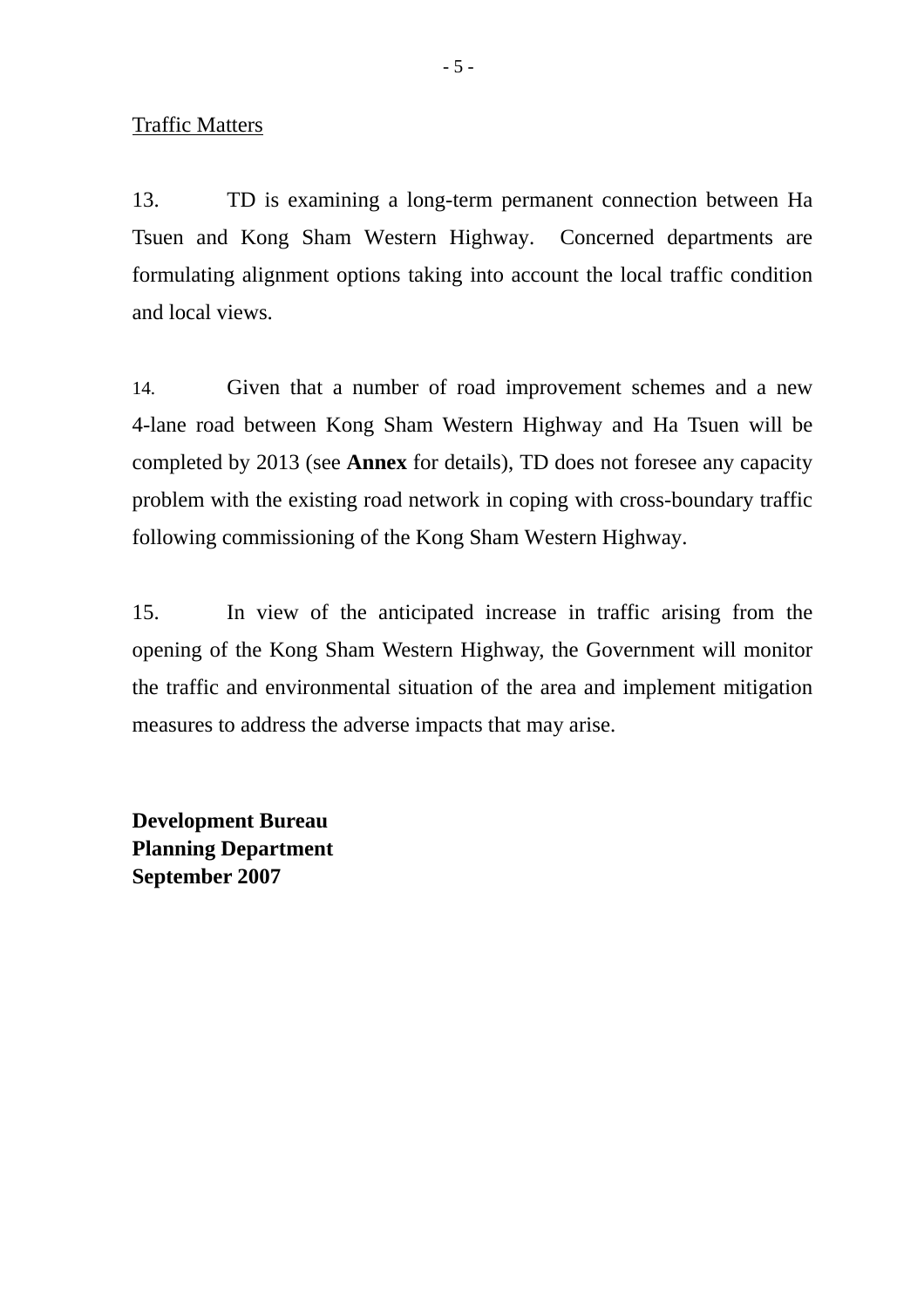<u>Traffic Matters</u>

13. TD is examining a long-term permanent connection between Ha Tsuen and Kong Sham Western Highway. Concerned departments are formulating alignment options taking into account the local traffic condition and local views.

14. Given that a number of road improvement schemes and a new 4-lane road between Kong Sham Western Highway and Ha Tsuen will be completed by 2013 (see **Annex** for details), TD does not foresee any capacity problem with the existing road network in coping with cross-boundary traffic following commissioning of the Kong Sham Western Highway.

15. In view of the anticipated increase in traffic arising from the opening of the Kong Sham Western Highway, the Government will monitor the traffic and environmental situation of the area and implement mitigation measures to address the adverse impacts that may arise.

**Development Bureau**
**Planning Department**
**September 2007**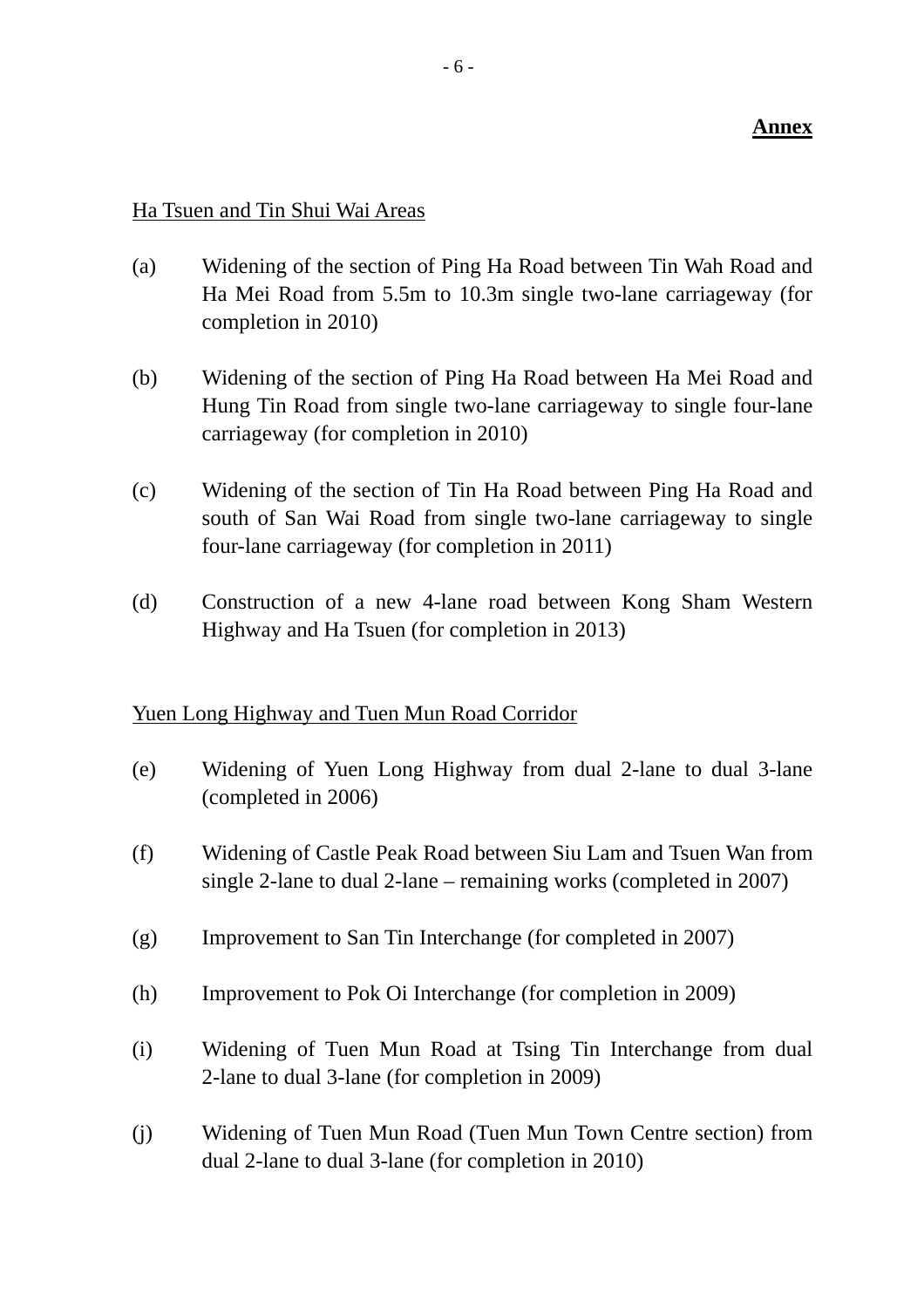**Annex**

Ha Tsuen and Tin Shui Wai Areas

(a) Widening of the section of Ping Ha Road between Tin Wah Road and Ha Mei Road from 5.5m to 10.3m single two-lane carriageway (for completion in 2010)

(b) Widening of the section of Ping Ha Road between Ha Mei Road and Hung Tin Road from single two-lane carriageway to single four-lane carriageway (for completion in 2010)

(c) Widening of the section of Tin Ha Road between Ping Ha Road and south of San Wai Road from single two-lane carriageway to single four-lane carriageway (for completion in 2011)

(d) Construction of a new 4-lane road between Kong Sham Western Highway and Ha Tsuen (for completion in 2013)

Yuen Long Highway and Tuen Mun Road Corridor

(e) Widening of Yuen Long Highway from dual 2-lane to dual 3-lane (completed in 2006)

(f) Widening of Castle Peak Road between Siu Lam and Tsuen Wan from single 2-lane to dual 2-lane – remaining works (completed in 2007)

(g) Improvement to San Tin Interchange (for completed in 2007)

(h) Improvement to Pok Oi Interchange (for completion in 2009)

(i) Widening of Tuen Mun Road at Tsing Tin Interchange from dual 2-lane to dual 3-lane (for completion in 2009)

(j) Widening of Tuen Mun Road (Tuen Mun Town Centre section) from dual 2-lane to dual 3-lane (for completion in 2010)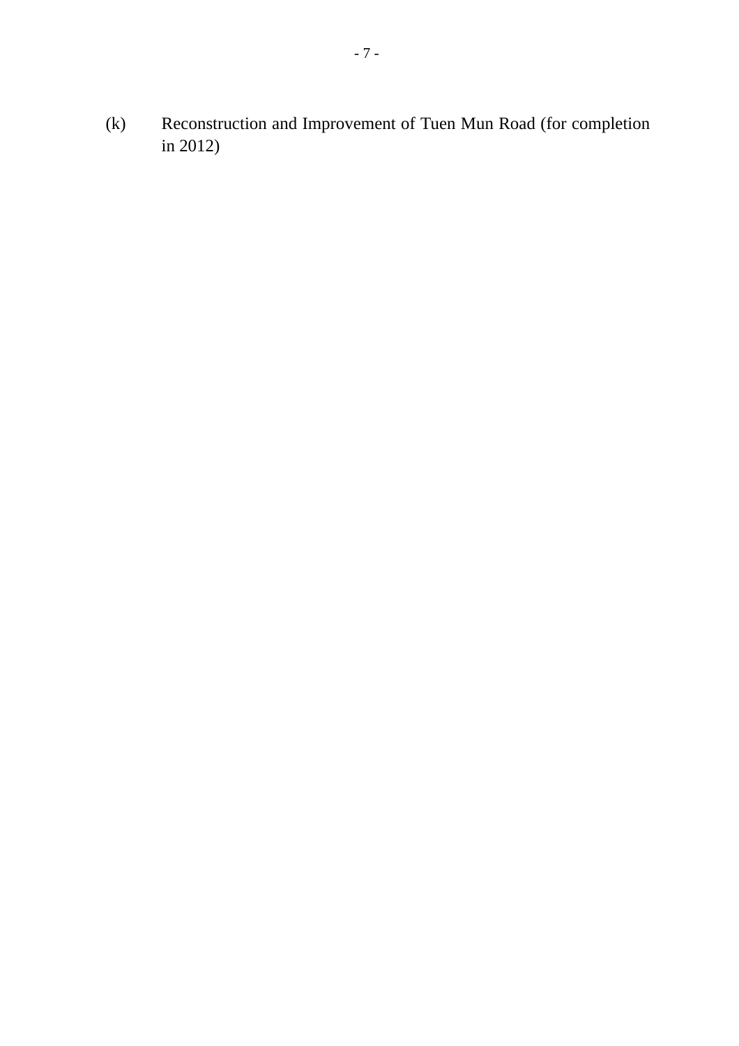(k) Reconstruction and Improvement of Tuen Mun Road (for completion in 2012)